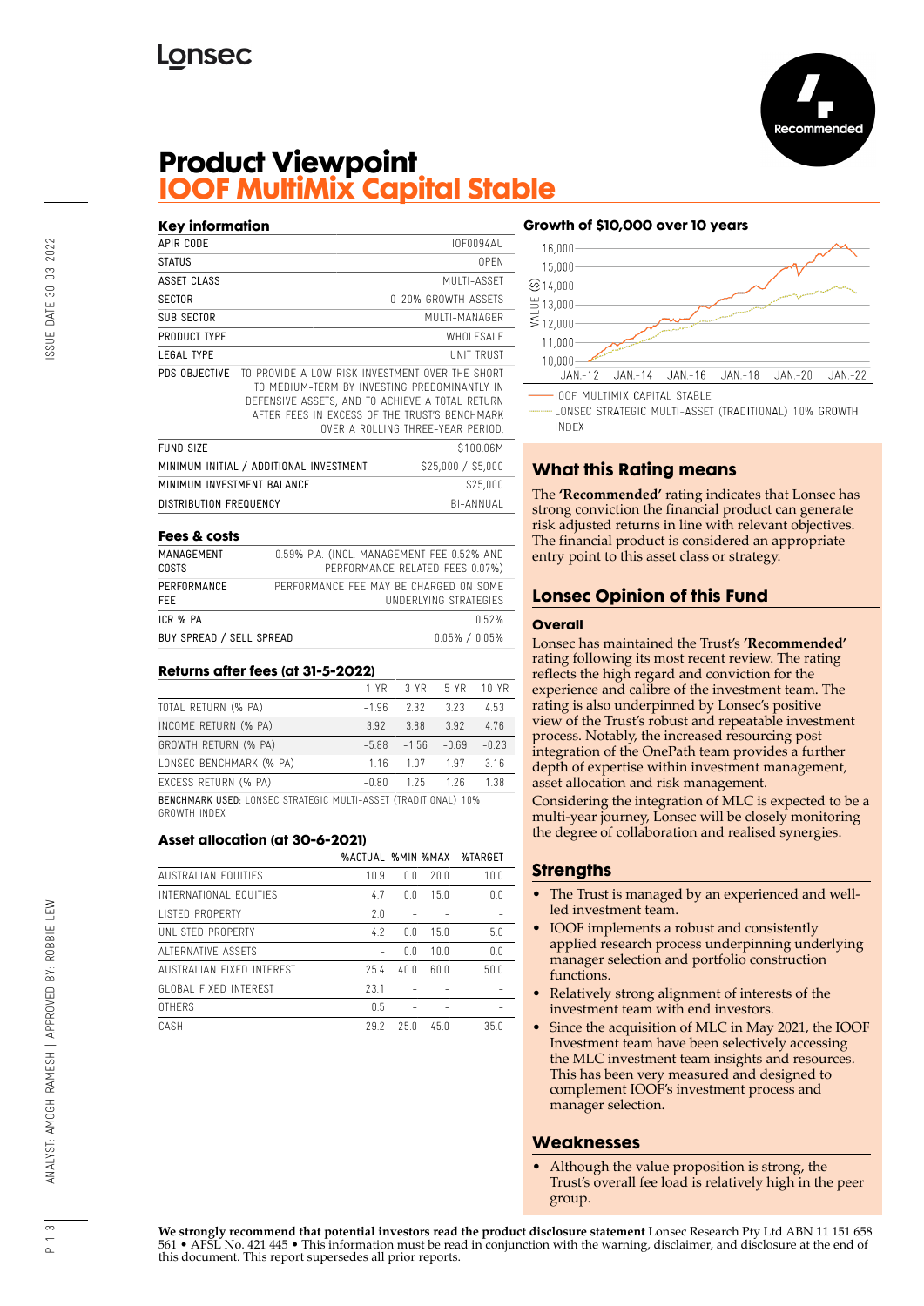# Product Viewpoint

## IOOF MultiMix Capital Stable

Recommended

### Key information

| | |
|---|---|
| APIR CODE | IOF0094AU |
| STATUS | OPEN |
| ASSET CLASS | MULTI-ASSET |
| SECTOR | 0-20% GROWTH ASSETS |
| SUB SECTOR | MULTI-MANAGER |
| PRODUCT TYPE | WHOLESALE |
| LEGAL TYPE | UNIT TRUST |
| PDS OBJECTIVE | TO PROVIDE A LOW RISK INVESTMENT OVER THE SHORT TO MEDIUM-TERM BY INVESTING PREDOMINANTLY IN DEFENSIVE ASSETS, AND TO ACHIEVE A TOTAL RETURN AFTER FEES IN EXCESS OF THE TRUST'S BENCHMARK OVER A ROLLING THREE-YEAR PERIOD. |
| FUND SIZE | $100.06M |
| MINIMUM INITIAL / ADDITIONAL INVESTMENT | $25,000 / $5,000 |
| MINIMUM INVESTMENT BALANCE | $25,000 |
| DISTRIBUTION FREQUENCY | BI-ANNUAL |

### Fees & costs

| | |
|---|---|
| MANAGEMENT COSTS | 0.59% P.A. (INCL. MANAGEMENT FEE 0.52% AND PERFORMANCE RELATED FEES 0.07%) |
| PERFORMANCE FEE | PERFORMANCE FEE MAY BE CHARGED ON SOME UNDERLYING STRATEGIES |
| ICR % PA | 0.52% |
| BUY SPREAD / SELL SPREAD | 0.05% / 0.05% |

### Returns after fees (at 31-5-2022)

| | 1 YR | 3 YR | 5 YR | 10 YR |
|---|---|---|---|---|
| TOTAL RETURN (% PA) | -1.96 | 2.32 | 3.23 | 4.53 |
| INCOME RETURN (% PA) | 3.92 | 3.88 | 3.92 | 4.76 |
| GROWTH RETURN (% PA) | -5.88 | -1.56 | -0.69 | -0.23 |
| LONSEC BENCHMARK (% PA) | -1.16 | 1.07 | 1.97 | 3.16 |
| EXCESS RETURN (% PA) | -0.80 | 1.25 | 1.26 | 1.38 |

BENCHMARK USED: LONSEC STRATEGIC MULTI-ASSET (TRADITIONAL) 10% GROWTH INDEX

### Asset allocation (at 30-6-2021)

| | %ACTUAL | %MIN | %MAX | %TARGET |
|---|---|---|---|---|
| AUSTRALIAN EQUITIES | 10.9 | 0.0 | 20.0 | 10.0 |
| INTERNATIONAL EQUITIES | 4.7 | 0.0 | 15.0 | 0.0 |
| LISTED PROPERTY | 2.0 | - | - | - |
| UNLISTED PROPERTY | 4.2 | 0.0 | 15.0 | 5.0 |
| ALTERNATIVE ASSETS | - | 0.0 | 10.0 | 0.0 |
| AUSTRALIAN FIXED INTEREST | 25.4 | 40.0 | 60.0 | 50.0 |
| GLOBAL FIXED INTEREST | 23.1 | - | - | - |
| OTHERS | 0.5 | - | - | - |
| CASH | 29.2 | 25.0 | 45.0 | 35.0 |

### Growth of $10,000 over 10 years

IOOF MULTIMIX CAPITAL STABLE

LONSEC STRATEGIC MULTI-ASSET (TRADITIONAL) 10% GROWTH INDEX

### What this Rating means

The **'Recommended'** rating indicates that Lonsec has strong conviction the financial product can generate risk adjusted returns in line with relevant objectives. The financial product is considered an appropriate entry point to this asset class or strategy.

### Lonsec Opinion of this Fund

#### Overall

Lonsec has maintained the Trust's **'Recommended'** rating following its most recent review. The rating reflects the high regard and conviction for the experience and calibre of the investment team. The rating is also underpinned by Lonsec's positive view of the Trust's robust and repeatable investment process. Notably, the increased resourcing post integration of the OnePath team provides a further depth of expertise within investment management, asset allocation and risk management.

Considering the integration of MLC is expected to be a multi-year journey, Lonsec will be closely monitoring the degree of collaboration and realised synergies.

### Strengths

- The Trust is managed by an experienced and well-led investment team.
- IOOF implements a robust and consistently applied research process underpinning underlying manager selection and portfolio construction functions.
- Relatively strong alignment of interests of the investment team with end investors.
- Since the acquisition of MLC in May 2021, the IOOF Investment team have been selectively accessing the MLC investment team insights and resources. This has been very measured and designed to complement IOOF's investment process and manager selection.

### Weaknesses

- Although the value proposition is strong, the Trust's overall fee load is relatively high in the peer group.

**We strongly recommend that potential investors read the product disclosure statement** Lonsec Research Pty Ltd ABN 11 151 658 561 • AFSL No. 421 445 • This information must be read in conjunction with the warning, disclaimer, and disclosure at the end of this document. This report supersedes all prior reports.

ISSUE DATE 30-03-2022

ANALYST: AMOGH RAMESH | APPROVED BY: ROBBIE LEW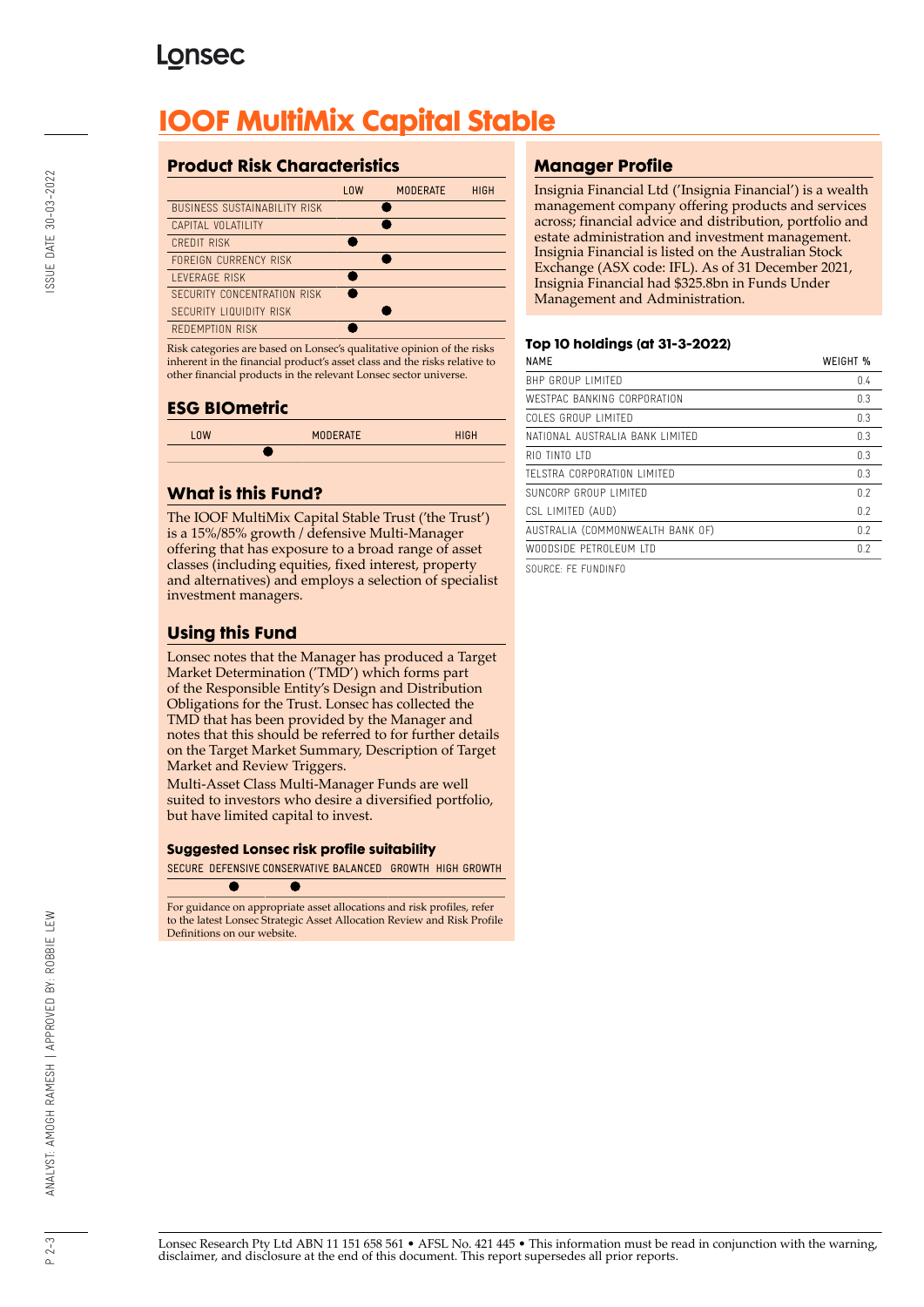# IOOF MultiMix Capital Stable

## Product Risk Characteristics

| | LOW | MODERATE | HIGH |
|---|---|---|---|
| BUSINESS SUSTAINABILITY RISK | | ● | |
| CAPITAL VOLATILITY | | ● | |
| CREDIT RISK | ● | | |
| FOREIGN CURRENCY RISK | | ● | |
| LEVERAGE RISK | ● | | |
| SECURITY CONCENTRATION RISK | ● | | |
| SECURITY LIQUIDITY RISK | | ● | |
| REDEMPTION RISK | ● | | |

Risk categories are based on Lonsec's qualitative opinion of the risks inherent in the financial product's asset class and the risks relative to other financial products in the relevant Lonsec sector universe.

## ESG BIOmetric

| LOW | | MODERATE | HIGH |
|---|---|---|---|
| | ● | | |

## What is this Fund?

The IOOF MultiMix Capital Stable Trust ('the Trust') is a 15%/85% growth / defensive Multi-Manager offering that has exposure to a broad range of asset classes (including equities, fixed interest, property and alternatives) and employs a selection of specialist investment managers.

## Using this Fund

Lonsec notes that the Manager has produced a Target Market Determination ('TMD') which forms part of the Responsible Entity's Design and Distribution Obligations for the Trust. Lonsec has collected the TMD that has been provided by the Manager and notes that this should be referred to for further details on the Target Market Summary, Description of Target Market and Review Triggers.

Multi-Asset Class Multi-Manager Funds are well suited to investors who desire a diversified portfolio, but have limited capital to invest.

### Suggested Lonsec risk profile suitability

| SECURE | DEFENSIVE | CONSERVATIVE | BALANCED | GROWTH | HIGH GROWTH |
|---|---|---|---|---|---|
| | ● | ● | | | |

For guidance on appropriate asset allocations and risk profiles, refer to the latest Lonsec Strategic Asset Allocation Review and Risk Profile Definitions on our website.

## Manager Profile

Insignia Financial Ltd ('Insignia Financial') is a wealth management company offering products and services across; financial advice and distribution, portfolio and estate administration and investment management. Insignia Financial is listed on the Australian Stock Exchange (ASX code: IFL). As of 31 December 2021, Insignia Financial had $325.8bn in Funds Under Management and Administration.

### Top 10 holdings (at 31-3-2022)

| NAME | WEIGHT % |
|---|---|
| BHP GROUP LIMITED | 0.4 |
| WESTPAC BANKING CORPORATION | 0.3 |
| COLES GROUP LIMITED | 0.3 |
| NATIONAL AUSTRALIA BANK LIMITED | 0.3 |
| RIO TINTO LTD | 0.3 |
| TELSTRA CORPORATION LIMITED | 0.3 |
| SUNCORP GROUP LIMITED | 0.2 |
| CSL LIMITED (AUD) | 0.2 |
| AUSTRALIA (COMMONWEALTH BANK OF) | 0.2 |
| WOODSIDE PETROLEUM LTD | 0.2 |

SOURCE: FE FUNDINFO

Lonsec Research Pty Ltd ABN 11 151 658 561 • AFSL No. 421 445 • This information must be read in conjunction with the warning, disclaimer, and disclosure at the end of this document. This report supersedes all prior reports.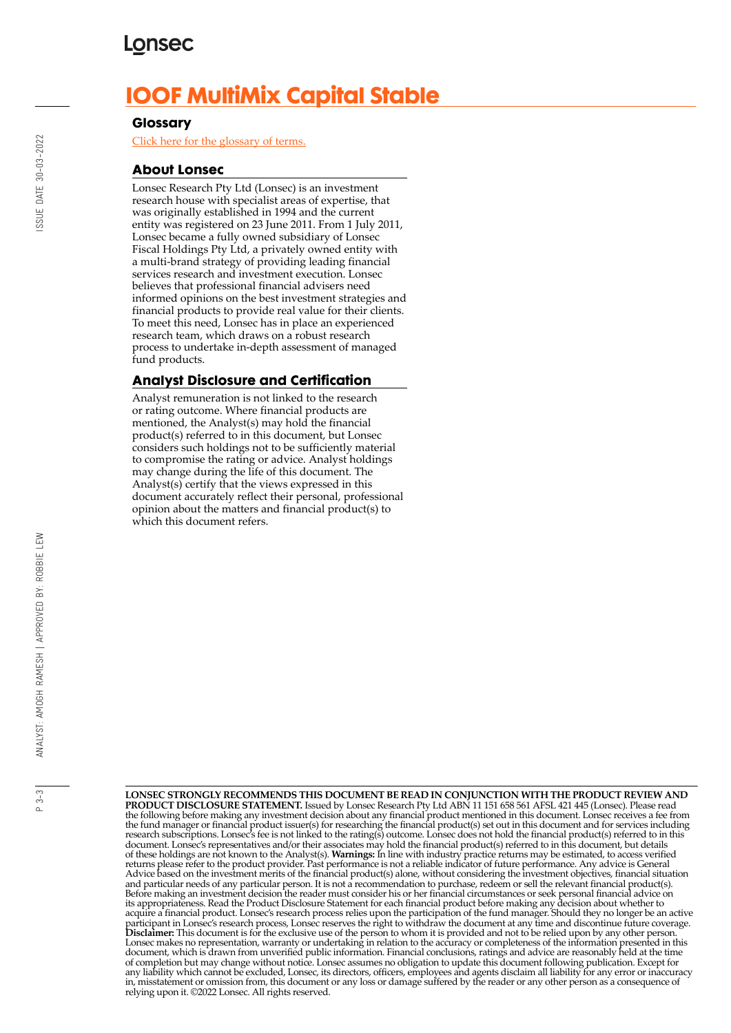# IOOF MultiMix Capital Stable

## Glossary

Click here for the glossary of terms.

## About Lonsec

Lonsec Research Pty Ltd (Lonsec) is an investment research house with specialist areas of expertise, that was originally established in 1994 and the current entity was registered on 23 June 2011. From 1 July 2011, Lonsec became a fully owned subsidiary of Lonsec Fiscal Holdings Pty Ltd, a privately owned entity with a multi-brand strategy of providing leading financial services research and investment execution. Lonsec believes that professional financial advisers need informed opinions on the best investment strategies and financial products to provide real value for their clients. To meet this need, Lonsec has in place an experienced research team, which draws on a robust research process to undertake in-depth assessment of managed fund products.

## Analyst Disclosure and Certification

Analyst remuneration is not linked to the research or rating outcome. Where financial products are mentioned, the Analyst(s) may hold the financial product(s) referred to in this document, but Lonsec considers such holdings not to be sufficiently material to compromise the rating or advice. Analyst holdings may change during the life of this document. The Analyst(s) certify that the views expressed in this document accurately reflect their personal, professional opinion about the matters and financial product(s) to which this document refers.

**LONSEC STRONGLY RECOMMENDS THIS DOCUMENT BE READ IN CONJUNCTION WITH THE PRODUCT REVIEW AND PRODUCT DISCLOSURE STATEMENT.** Issued by Lonsec Research Pty Ltd ABN 11 151 658 561 AFSL 421 445 (Lonsec). Please read the following before making any investment decision about any financial product mentioned in this document. Lonsec receives a fee from the fund manager or financial product issuer(s) for researching the financial product(s) set out in this document and for services including research subscriptions. Lonsec's fee is not linked to the rating(s) outcome. Lonsec does not hold the financial product(s) referred to in this document. Lonsec's representatives and/or their associates may hold the financial product(s) referred to in this document, but details of these holdings are not known to the Analyst(s). **Warnings:** In line with industry practice returns may be estimated, to access verified returns please refer to the product provider. Past performance is not a reliable indicator of future performance. Any advice is General Advice based on the investment merits of the financial product(s) alone, without considering the investment objectives, financial situation and particular needs of any particular person. It is not a recommendation to purchase, redeem or sell the relevant financial product(s). Before making an investment decision the reader must consider his or her financial circumstances or seek personal financial advice on its appropriateness. Read the Product Disclosure Statement for each financial product before making any decision about whether to acquire a financial product. Lonsec's research process relies upon the participation of the fund manager. Should they no longer be an active participant in Lonsec's research process, Lonsec reserves the right to withdraw the document at any time and discontinue future coverage. **Disclaimer:** This document is for the exclusive use of the person to whom it is provided and not to be relied upon by any other person. Lonsec makes no representation, warranty or undertaking in relation to the accuracy or completeness of the information presented in this document, which is drawn from unverified public information. Financial conclusions, ratings and advice are reasonably held at the time of completion but may change without notice. Lonsec assumes no obligation to update this document following publication. Except for any liability which cannot be excluded, Lonsec, its directors, officers, employees and agents disclaim all liability for any error or inaccuracy in, misstatement or omission from, this document or any loss or damage suffered by the reader or any other person as a consequence of relying upon it. ©2022 Lonsec. All rights reserved.